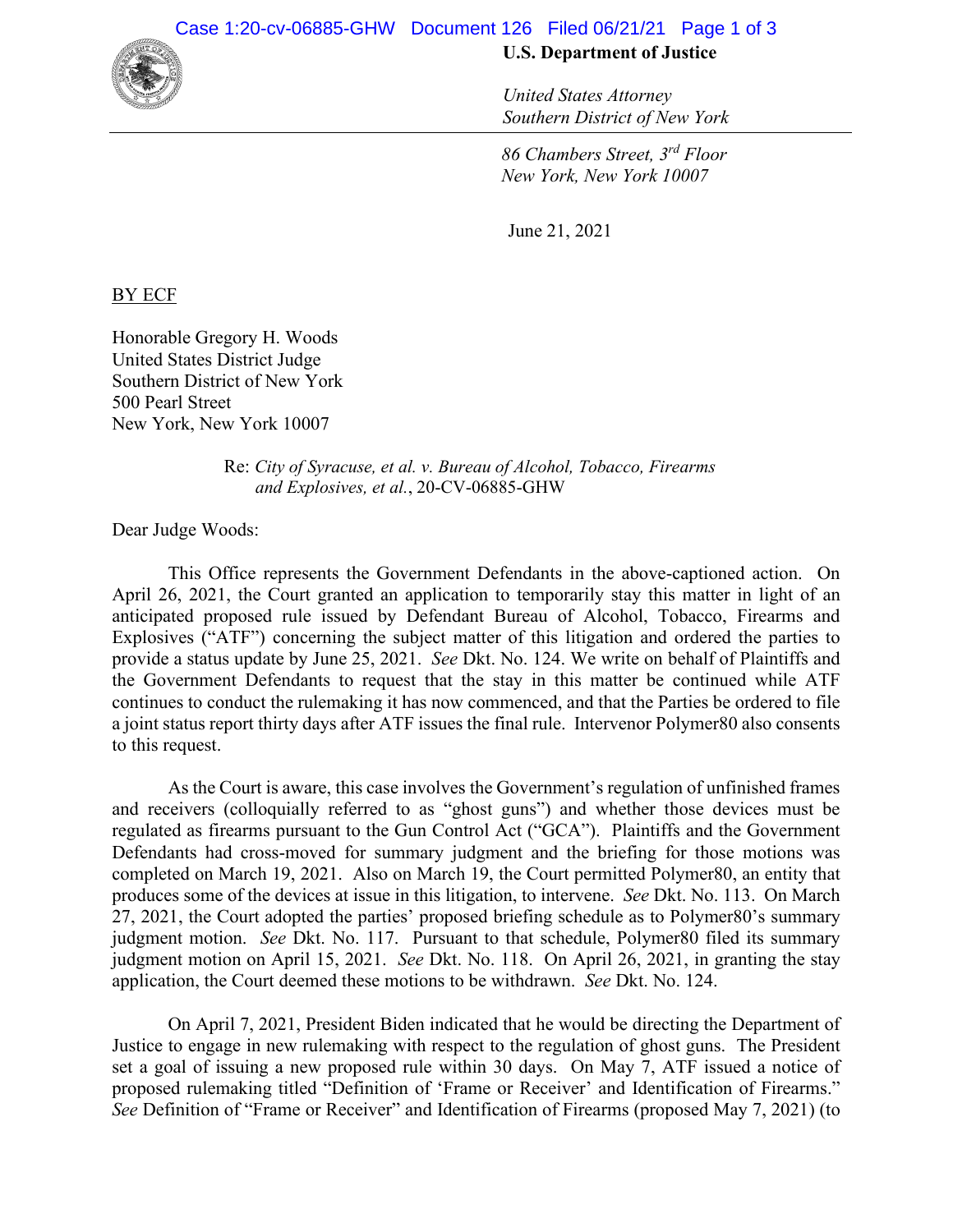**U.S. Department of Justice**

*United States Attorney*
*Southern District of New York*

*86 Chambers Street, 3rd Floor*
*New York, New York 10007*

June 21, 2021

BY ECF

Honorable Gregory H. Woods
United States District Judge
Southern District of New York
500 Pearl Street
New York, New York 10007

Re: *City of Syracuse, et al. v. Bureau of Alcohol, Tobacco, Firearms and Explosives, et al.*, 20-CV-06885-GHW

Dear Judge Woods:

This Office represents the Government Defendants in the above-captioned action. On April 26, 2021, the Court granted an application to temporarily stay this matter in light of an anticipated proposed rule issued by Defendant Bureau of Alcohol, Tobacco, Firearms and Explosives ("ATF") concerning the subject matter of this litigation and ordered the parties to provide a status update by June 25, 2021. *See* Dkt. No. 124. We write on behalf of Plaintiffs and the Government Defendants to request that the stay in this matter be continued while ATF continues to conduct the rulemaking it has now commenced, and that the Parties be ordered to file a joint status report thirty days after ATF issues the final rule. Intervenor Polymer80 also consents to this request.

As the Court is aware, this case involves the Government's regulation of unfinished frames and receivers (colloquially referred to as "ghost guns") and whether those devices must be regulated as firearms pursuant to the Gun Control Act ("GCA"). Plaintiffs and the Government Defendants had cross-moved for summary judgment and the briefing for those motions was completed on March 19, 2021. Also on March 19, the Court permitted Polymer80, an entity that produces some of the devices at issue in this litigation, to intervene. *See* Dkt. No. 113. On March 27, 2021, the Court adopted the parties' proposed briefing schedule as to Polymer80's summary judgment motion. *See* Dkt. No. 117. Pursuant to that schedule, Polymer80 filed its summary judgment motion on April 15, 2021. *See* Dkt. No. 118. On April 26, 2021, in granting the stay application, the Court deemed these motions to be withdrawn. *See* Dkt. No. 124.

On April 7, 2021, President Biden indicated that he would be directing the Department of Justice to engage in new rulemaking with respect to the regulation of ghost guns. The President set a goal of issuing a new proposed rule within 30 days. On May 7, ATF issued a notice of proposed rulemaking titled "Definition of 'Frame or Receiver' and Identification of Firearms." *See* Definition of "Frame or Receiver" and Identification of Firearms (proposed May 7, 2021) (to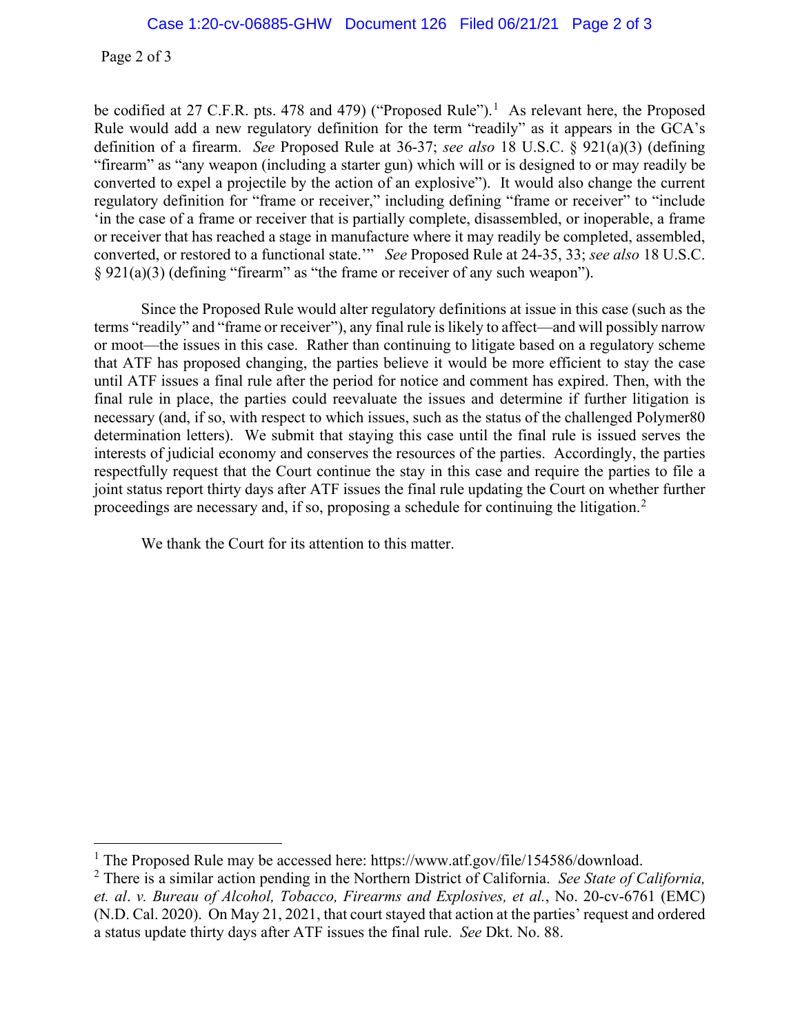be codified at 27 C.F.R. pts. 478 and 479) ("Proposed Rule").[1] As relevant here, the Proposed Rule would add a new regulatory definition for the term "readily" as it appears in the GCA's definition of a firearm. *See* Proposed Rule at 36-37; *see also* 18 U.S.C. § 921(a)(3) (defining "firearm" as "any weapon (including a starter gun) which will or is designed to or may readily be converted to expel a projectile by the action of an explosive"). It would also change the current regulatory definition for "frame or receiver," including defining "frame or receiver" to "include 'in the case of a frame or receiver that is partially complete, disassembled, or inoperable, a frame or receiver that has reached a stage in manufacture where it may readily be completed, assembled, converted, or restored to a functional state.'" *See* Proposed Rule at 24-35, 33; *see also* 18 U.S.C. § 921(a)(3) (defining "firearm" as "the frame or receiver of any such weapon").

Since the Proposed Rule would alter regulatory definitions at issue in this case (such as the terms "readily" and "frame or receiver"), any final rule is likely to affect—and will possibly narrow or moot—the issues in this case. Rather than continuing to litigate based on a regulatory scheme that ATF has proposed changing, the parties believe it would be more efficient to stay the case until ATF issues a final rule after the period for notice and comment has expired. Then, with the final rule in place, the parties could reevaluate the issues and determine if further litigation is necessary (and, if so, with respect to which issues, such as the status of the challenged Polymer80 determination letters). We submit that staying this case until the final rule is issued serves the interests of judicial economy and conserves the resources of the parties. Accordingly, the parties respectfully request that the Court continue the stay in this case and require the parties to file a joint status report thirty days after ATF issues the final rule updating the Court on whether further proceedings are necessary and, if so, proposing a schedule for continuing the litigation.[2]

We thank the Court for its attention to this matter.

---

[1] The Proposed Rule may be accessed here: https://www.atf.gov/file/154586/download.

[2] There is a similar action pending in the Northern District of California. *See State of California, et. al. v. Bureau of Alcohol, Tobacco, Firearms and Explosives, et al.*, No. 20-cv-6761 (EMC) (N.D. Cal. 2020). On May 21, 2021, that court stayed that action at the parties' request and ordered a status update thirty days after ATF issues the final rule. *See* Dkt. No. 88.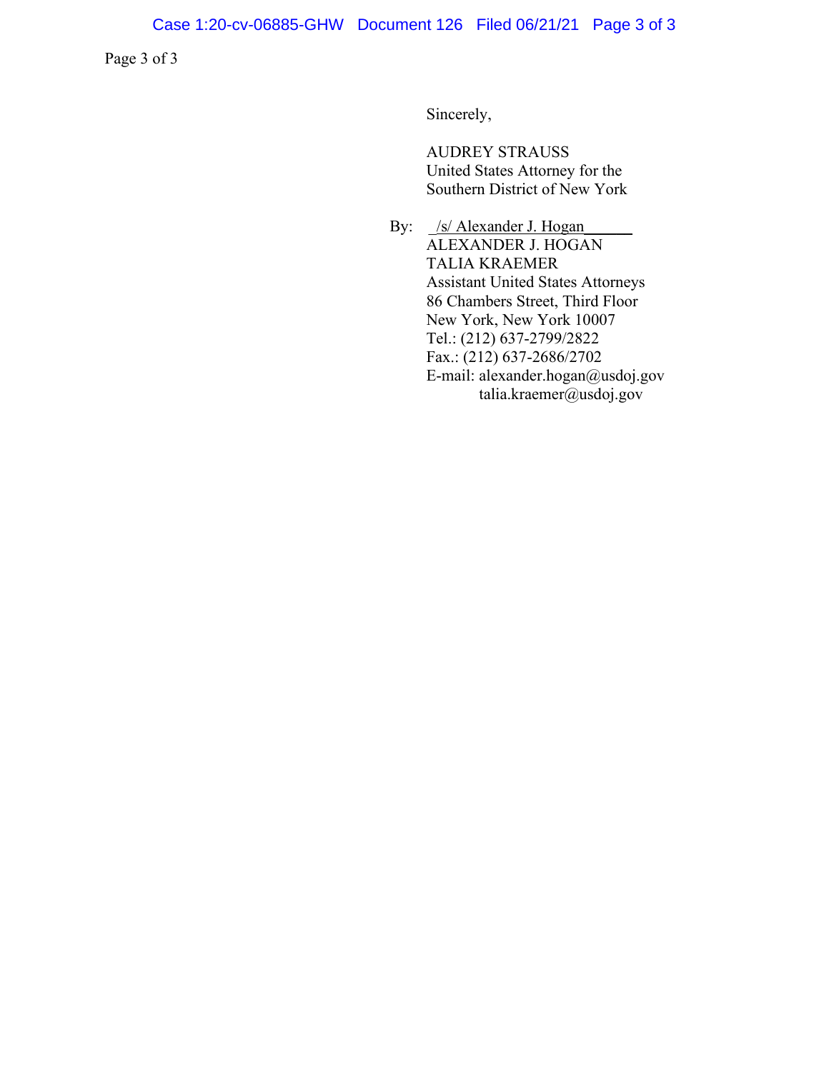Sincerely,

AUDREY STRAUSS
United States Attorney for the
Southern District of New York

By: /s/ Alexander J. Hogan
ALEXANDER J. HOGAN
TALIA KRAEMER
Assistant United States Attorneys
86 Chambers Street, Third Floor
New York, New York 10007
Tel.: (212) 637-2799/2822
Fax.: (212) 637-2686/2702
E-mail: alexander.hogan@usdoj.gov
talia.kraemer@usdoj.gov